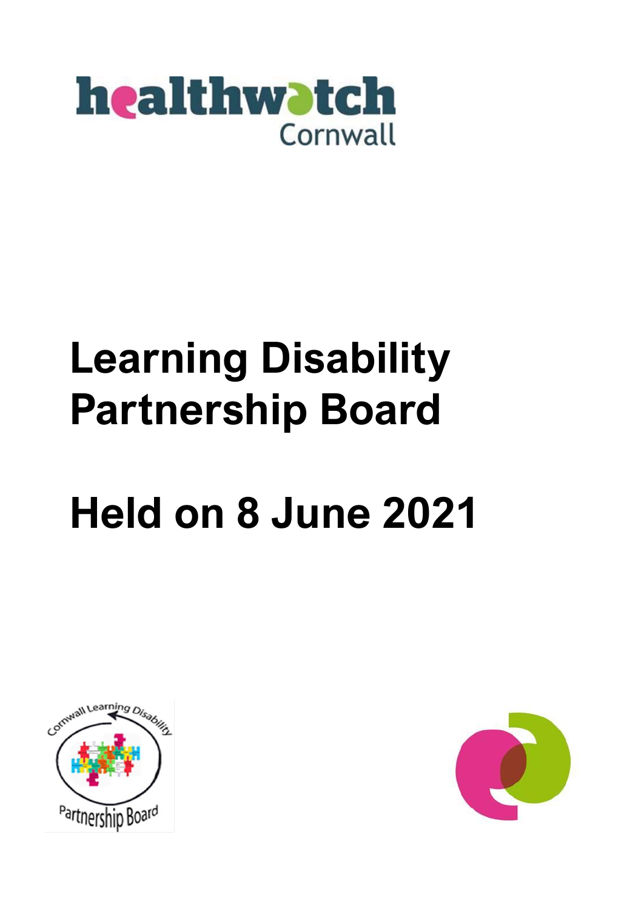healthwatch Cornwall

# Learning Disability Partnership Board

# Held on 8 June 2021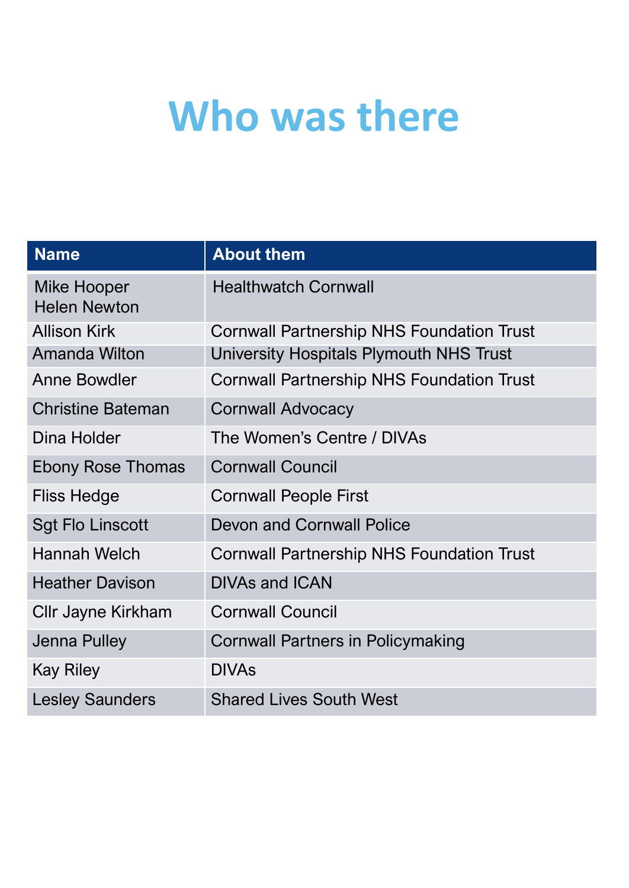# Who was there

| Name | About them |
| --- | --- |
| Mike Hooper<br>Helen Newton | Healthwatch Cornwall |
| Allison Kirk | Cornwall Partnership NHS Foundation Trust |
| Amanda Wilton | University Hospitals Plymouth NHS Trust |
| Anne Bowdler | Cornwall Partnership NHS Foundation Trust |
| Christine Bateman | Cornwall Advocacy |
| Dina Holder | The Women's Centre / DIVAs |
| Ebony Rose Thomas | Cornwall Council |
| Fliss Hedge | Cornwall People First |
| Sgt Flo Linscott | Devon and Cornwall Police |
| Hannah Welch | Cornwall Partnership NHS Foundation Trust |
| Heather Davison | DIVAs and ICAN |
| Cllr Jayne Kirkham | Cornwall Council |
| Jenna Pulley | Cornwall Partners in Policymaking |
| Kay Riley | DIVAs |
| Lesley Saunders | Shared Lives South West |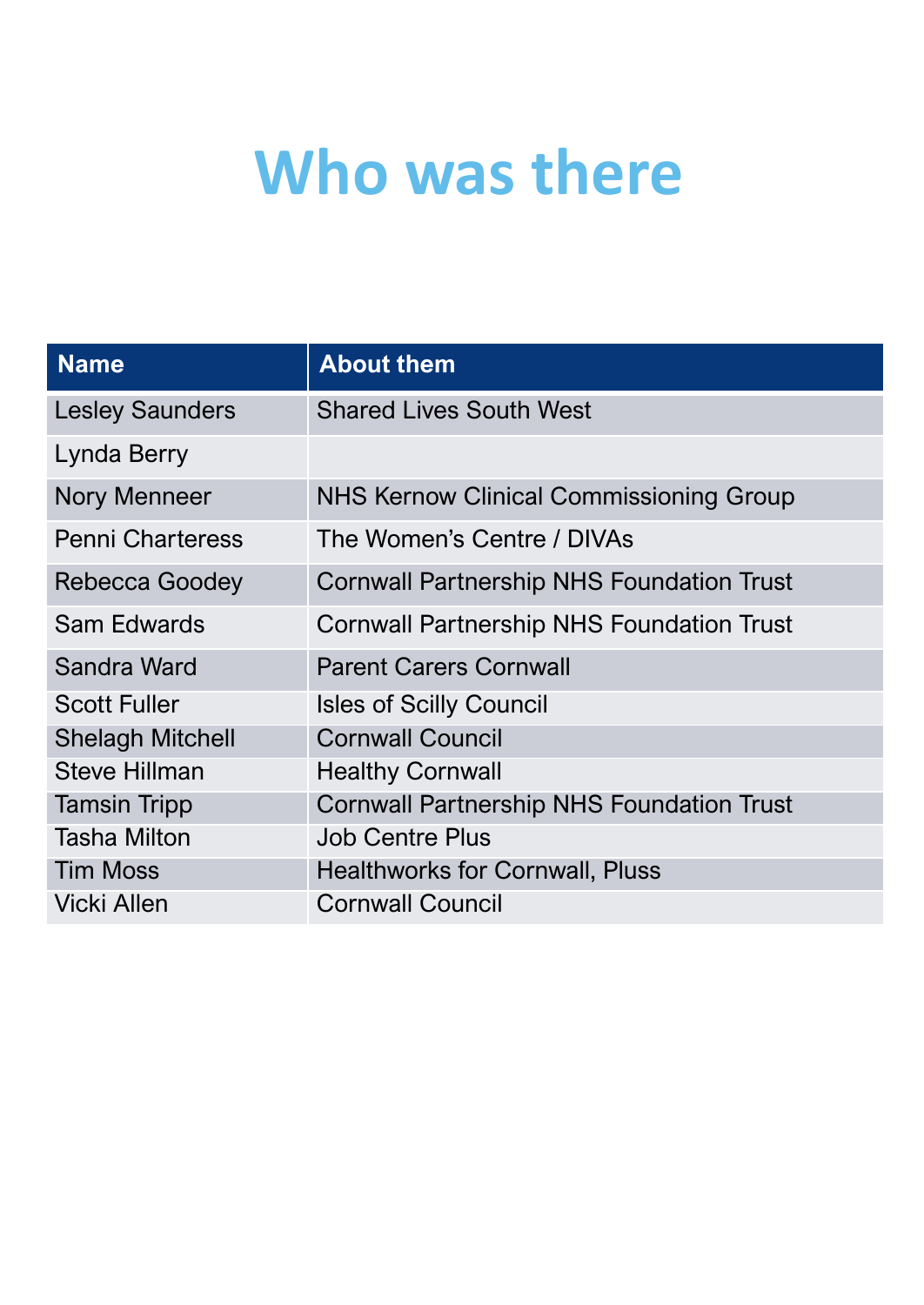# Who was there

| Name | About them |
| --- | --- |
| Lesley Saunders | Shared Lives South West |
| Lynda Berry | |
| Nory Menneer | NHS Kernow Clinical Commissioning Group |
| Penni Charteress | The Women's Centre / DIVAs |
| Rebecca Goodey | Cornwall Partnership NHS Foundation Trust |
| Sam Edwards | Cornwall Partnership NHS Foundation Trust |
| Sandra Ward | Parent Carers Cornwall |
| Scott Fuller | Isles of Scilly Council |
| Shelagh Mitchell | Cornwall Council |
| Steve Hillman | Healthy Cornwall |
| Tamsin Tripp | Cornwall Partnership NHS Foundation Trust |
| Tasha Milton | Job Centre Plus |
| Tim Moss | Healthworks for Cornwall, Pluss |
| Vicki Allen | Cornwall Council |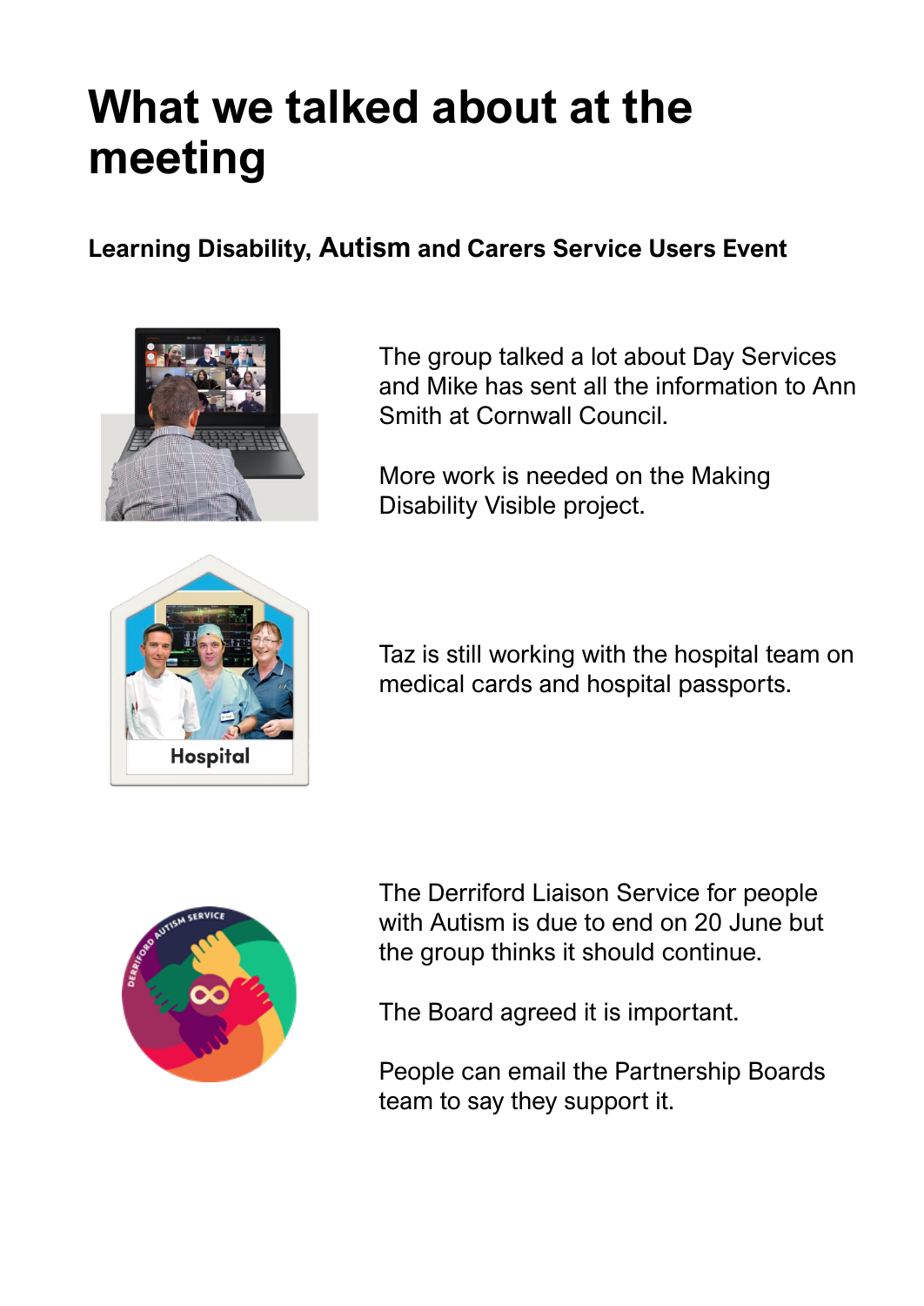# What we talked about at the meeting

**Learning Disability, Autism and Carers Service Users Event**

The group talked a lot about Day Services and Mike has sent all the information to Ann Smith at Cornwall Council.

More work is needed on the Making Disability Visible project.

Taz is still working with the hospital team on medical cards and hospital passports.

The Derriford Liaison Service for people with Autism is due to end on 20 June but the group thinks it should continue.

The Board agreed it is important.

People can email the Partnership Boards team to say they support it.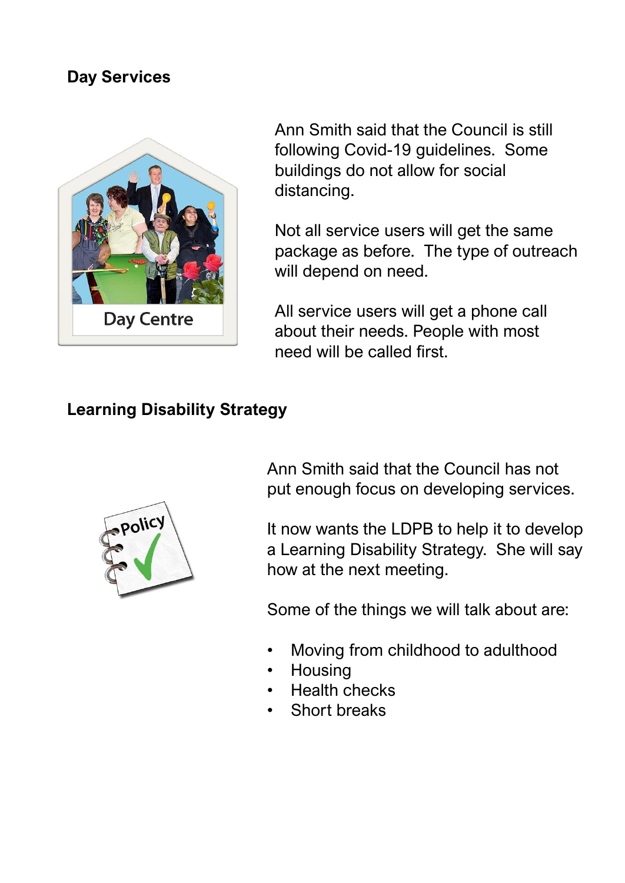## Day Services

Ann Smith said that the Council is still following Covid-19 guidelines. Some buildings do not allow for social distancing.

Not all service users will get the same package as before. The type of outreach will depend on need.

All service users will get a phone call about their needs. People with most need will be called first.

## Learning Disability Strategy

Ann Smith said that the Council has not put enough focus on developing services.

It now wants the LDPB to help it to develop a Learning Disability Strategy. She will say how at the next meeting.

Some of the things we will talk about are:

- Moving from childhood to adulthood
- Housing
- Health checks
- Short breaks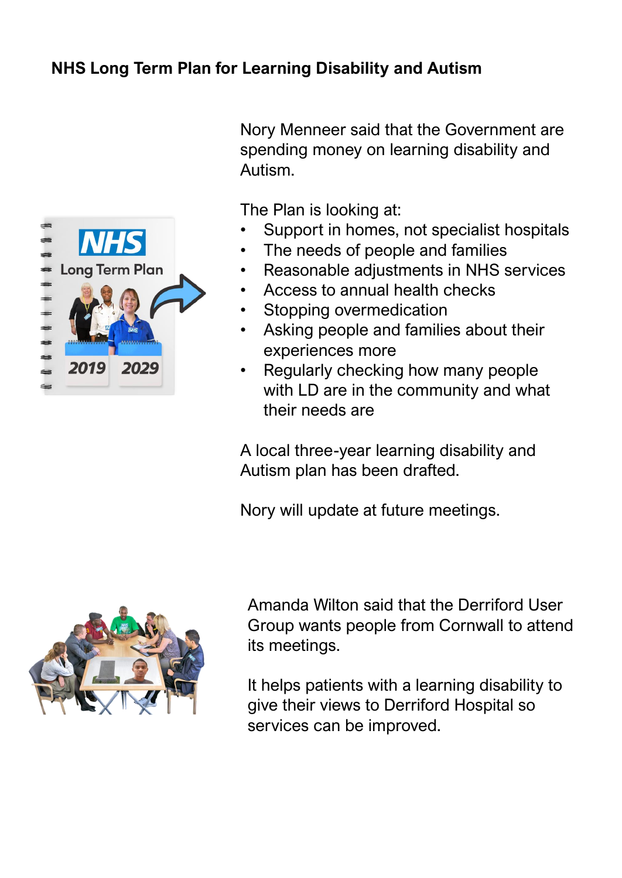## NHS Long Term Plan for Learning Disability and Autism

Nory Menneer said that the Government are spending money on learning disability and Autism.

The Plan is looking at:

- Support in homes, not specialist hospitals
- The needs of people and families
- Reasonable adjustments in NHS services
- Access to annual health checks
- Stopping overmedication
- Asking people and families about their experiences more
- Regularly checking how many people with LD are in the community and what their needs are

A local three-year learning disability and Autism plan has been drafted.

Nory will update at future meetings.

Amanda Wilton said that the Derriford User Group wants people from Cornwall to attend its meetings.

It helps patients with a learning disability to give their views to Derriford Hospital so services can be improved.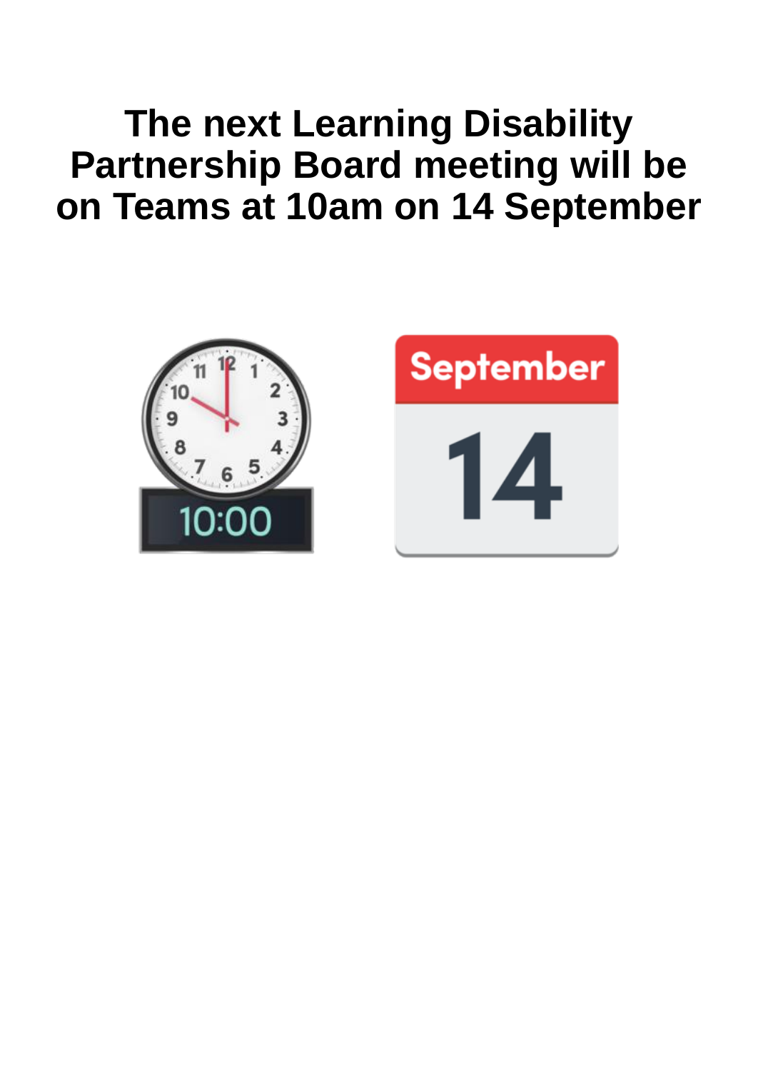# The next Learning Disability Partnership Board meeting will be on Teams at 10am on 14 September